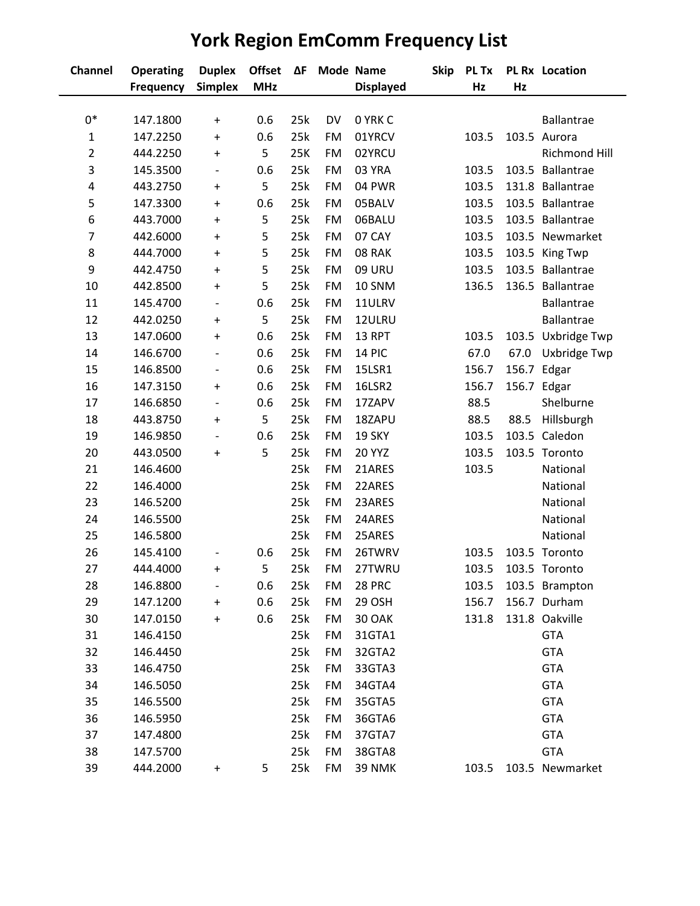# York Region EmComm Frequency List

| Channel | Operating Frequency | Duplex Simplex | Offset MHz | ΔF | Mode | Name Displayed | Skip | PL Tx Hz | PL Rx Hz | Location |
|---|---|---|---|---|---|---|---|---|---|---|
| 0* | 147.1800 | + | 0.6 | 25k | DV | 0 YRK C | | | | Ballantrae |
| 1 | 147.2250 | + | 0.6 | 25k | FM | 01YRCV | | 103.5 | 103.5 | Aurora |
| 2 | 444.2250 | + | 5 | 25K | FM | 02YRCU | | | | Richmond Hill |
| 3 | 145.3500 | - | 0.6 | 25k | FM | 03 YRA | | 103.5 | 103.5 | Ballantrae |
| 4 | 443.2750 | + | 5 | 25k | FM | 04 PWR | | 103.5 | 131.8 | Ballantrae |
| 5 | 147.3300 | + | 0.6 | 25k | FM | 05BALV | | 103.5 | 103.5 | Ballantrae |
| 6 | 443.7000 | + | 5 | 25k | FM | 06BALU | | 103.5 | 103.5 | Ballantrae |
| 7 | 442.6000 | + | 5 | 25k | FM | 07 CAY | | 103.5 | 103.5 | Newmarket |
| 8 | 444.7000 | + | 5 | 25k | FM | 08 RAK | | 103.5 | 103.5 | King Twp |
| 9 | 442.4750 | + | 5 | 25k | FM | 09 URU | | 103.5 | 103.5 | Ballantrae |
| 10 | 442.8500 | + | 5 | 25k | FM | 10 SNM | | 136.5 | 136.5 | Ballantrae |
| 11 | 145.4700 | - | 0.6 | 25k | FM | 11ULRV | | | | Ballantrae |
| 12 | 442.0250 | + | 5 | 25k | FM | 12ULRU | | | | Ballantrae |
| 13 | 147.0600 | + | 0.6 | 25k | FM | 13 RPT | | 103.5 | 103.5 | Uxbridge Twp |
| 14 | 146.6700 | - | 0.6 | 25k | FM | 14 PIC | | 67.0 | 67.0 | Uxbridge Twp |
| 15 | 146.8500 | - | 0.6 | 25k | FM | 15LSR1 | | 156.7 | 156.7 | Edgar |
| 16 | 147.3150 | + | 0.6 | 25k | FM | 16LSR2 | | 156.7 | 156.7 | Edgar |
| 17 | 146.6850 | - | 0.6 | 25k | FM | 17ZAPV | | 88.5 | | Shelburne |
| 18 | 443.8750 | + | 5 | 25k | FM | 18ZAPU | | 88.5 | 88.5 | Hillsburgh |
| 19 | 146.9850 | - | 0.6 | 25k | FM | 19 SKY | | 103.5 | 103.5 | Caledon |
| 20 | 443.0500 | + | 5 | 25k | FM | 20 YYZ | | 103.5 | 103.5 | Toronto |
| 21 | 146.4600 | | | 25k | FM | 21ARES | | 103.5 | | National |
| 22 | 146.4000 | | | 25k | FM | 22ARES | | | | National |
| 23 | 146.5200 | | | 25k | FM | 23ARES | | | | National |
| 24 | 146.5500 | | | 25k | FM | 24ARES | | | | National |
| 25 | 146.5800 | | | 25k | FM | 25ARES | | | | National |
| 26 | 145.4100 | - | 0.6 | 25k | FM | 26TWRV | | 103.5 | 103.5 | Toronto |
| 27 | 444.4000 | + | 5 | 25k | FM | 27TWRU | | 103.5 | 103.5 | Toronto |
| 28 | 146.8800 | - | 0.6 | 25k | FM | 28 PRC | | 103.5 | 103.5 | Brampton |
| 29 | 147.1200 | + | 0.6 | 25k | FM | 29 OSH | | 156.7 | 156.7 | Durham |
| 30 | 147.0150 | + | 0.6 | 25k | FM | 30 OAK | | 131.8 | 131.8 | Oakville |
| 31 | 146.4150 | | | 25k | FM | 31GTA1 | | | | GTA |
| 32 | 146.4450 | | | 25k | FM | 32GTA2 | | | | GTA |
| 33 | 146.4750 | | | 25k | FM | 33GTA3 | | | | GTA |
| 34 | 146.5050 | | | 25k | FM | 34GTA4 | | | | GTA |
| 35 | 146.5500 | | | 25k | FM | 35GTA5 | | | | GTA |
| 36 | 146.5950 | | | 25k | FM | 36GTA6 | | | | GTA |
| 37 | 147.4800 | | | 25k | FM | 37GTA7 | | | | GTA |
| 38 | 147.5700 | | | 25k | FM | 38GTA8 | | | | GTA |
| 39 | 444.2000 | + | 5 | 25k | FM | 39 NMK | | 103.5 | 103.5 | Newmarket |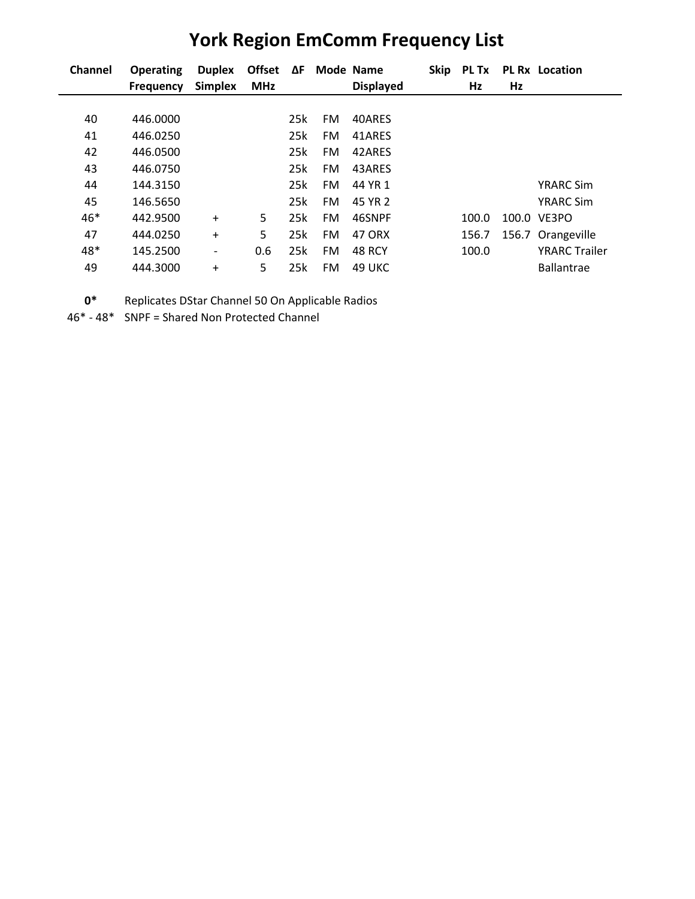# York Region EmComm Frequency List

| Channel | Operating Frequency | Duplex Simplex | Offset MHz | ΔF | Mode | Name Displayed | Skip | PL Tx Hz | PL Rx Hz | Location |
|---|---|---|---|---|---|---|---|---|---|---|
| 40 | 446.0000 | | | 25k | FM | 40ARES | | | | |
| 41 | 446.0250 | | | 25k | FM | 41ARES | | | | |
| 42 | 446.0500 | | | 25k | FM | 42ARES | | | | |
| 43 | 446.0750 | | | 25k | FM | 43ARES | | | | |
| 44 | 144.3150 | | | 25k | FM | 44 YR 1 | | | | YRARC Sim |
| 45 | 146.5650 | | | 25k | FM | 45 YR 2 | | | | YRARC Sim |
| 46* | 442.9500 | + | 5 | 25k | FM | 46SNPF | | 100.0 | 100.0 | VE3PO |
| 47 | 444.0250 | + | 5 | 25k | FM | 47 ORX | | 156.7 | 156.7 | Orangeville |
| 48* | 145.2500 | - | 0.6 | 25k | FM | 48 RCY | | 100.0 | | YRARC Trailer |
| 49 | 444.3000 | + | 5 | 25k | FM | 49 UKC | | | | Ballantrae |

**0*** Replicates DStar Channel 50 On Applicable Radios

46* - 48* SNPF = Shared Non Protected Channel